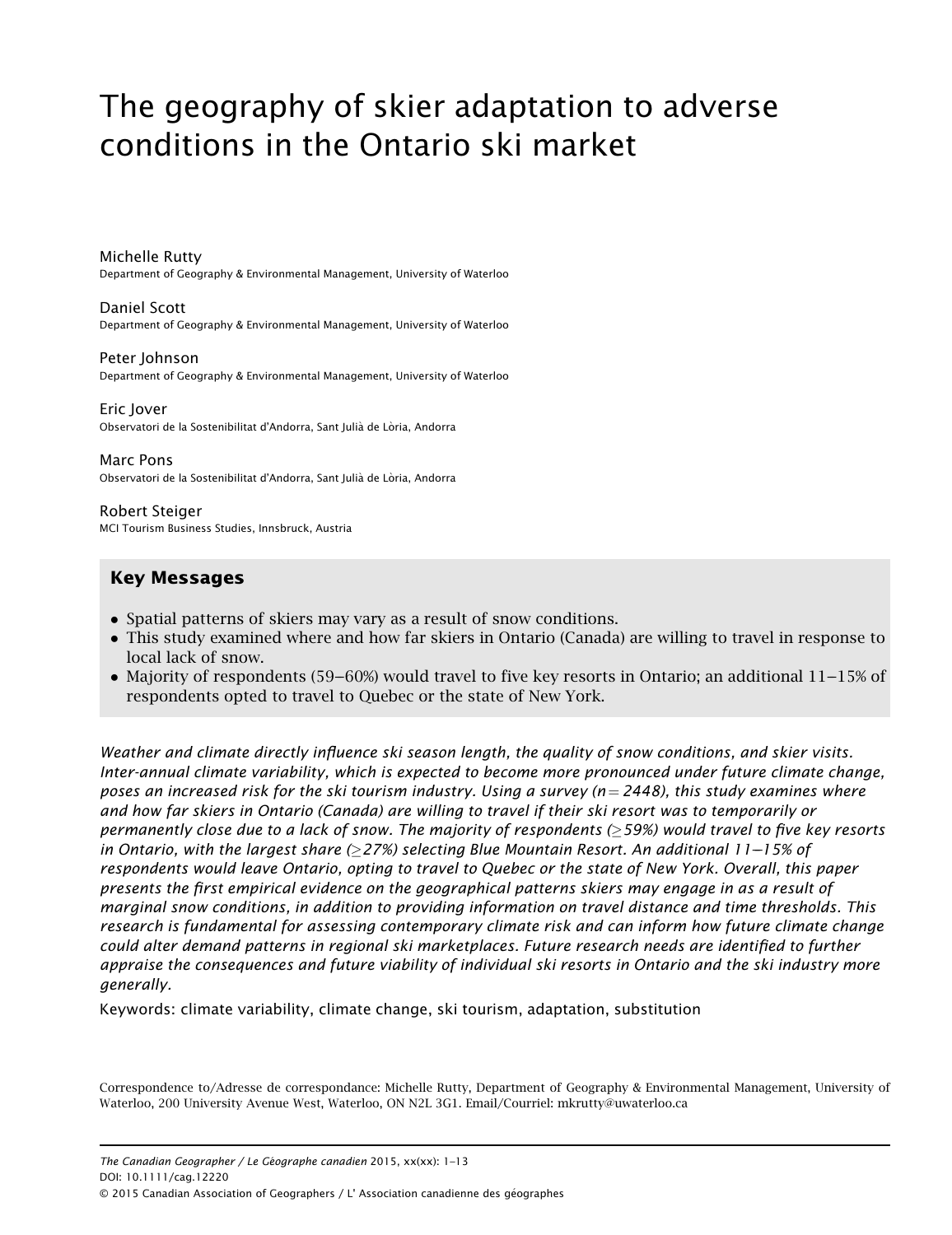# The geography of skier adaptation to adverse conditions in the Ontario ski market

Michelle Rutty
Department of Geography & Environmental Management, University of Waterloo

Daniel Scott
Department of Geography & Environmental Management, University of Waterloo

Peter Johnson
Department of Geography & Environmental Management, University of Waterloo

Eric Jover
Observatori de la Sostenibilitat d'Andorra, Sant Julià de Lòria, Andorra

Marc Pons
Observatori de la Sostenibilitat d'Andorra, Sant Julià de Lòria, Andorra

Robert Steiger
MCI Tourism Business Studies, Innsbruck, Austria

## Key Messages

- Spatial patterns of skiers may vary as a result of snow conditions.
- This study examined where and how far skiers in Ontario (Canada) are willing to travel in response to local lack of snow.
- Majority of respondents (59–60%) would travel to five key resorts in Ontario; an additional 11–15% of respondents opted to travel to Quebec or the state of New York.

*Weather and climate directly influence ski season length, the quality of snow conditions, and skier visits. Inter-annual climate variability, which is expected to become more pronounced under future climate change, poses an increased risk for the ski tourism industry. Using a survey ($n = 2448$), this study examines where and how far skiers in Ontario (Canada) are willing to travel if their ski resort was to temporarily or permanently close due to a lack of snow. The majority of respondents ($\geq$59%) would travel to five key resorts in Ontario, with the largest share ($\geq$27%) selecting Blue Mountain Resort. An additional 11–15% of respondents would leave Ontario, opting to travel to Quebec or the state of New York. Overall, this paper presents the first empirical evidence on the geographical patterns skiers may engage in as a result of marginal snow conditions, in addition to providing information on travel distance and time thresholds. This research is fundamental for assessing contemporary climate risk and can inform how future climate change could alter demand patterns in regional ski marketplaces. Future research needs are identified to further appraise the consequences and future viability of individual ski resorts in Ontario and the ski industry more generally.*

Keywords: climate variability, climate change, ski tourism, adaptation, substitution

Correspondence to/Adresse de correspondance: Michelle Rutty, Department of Geography & Environmental Management, University of Waterloo, 200 University Avenue West, Waterloo, ON N2L 3G1. Email/Courriel: mkrutty@uwaterloo.ca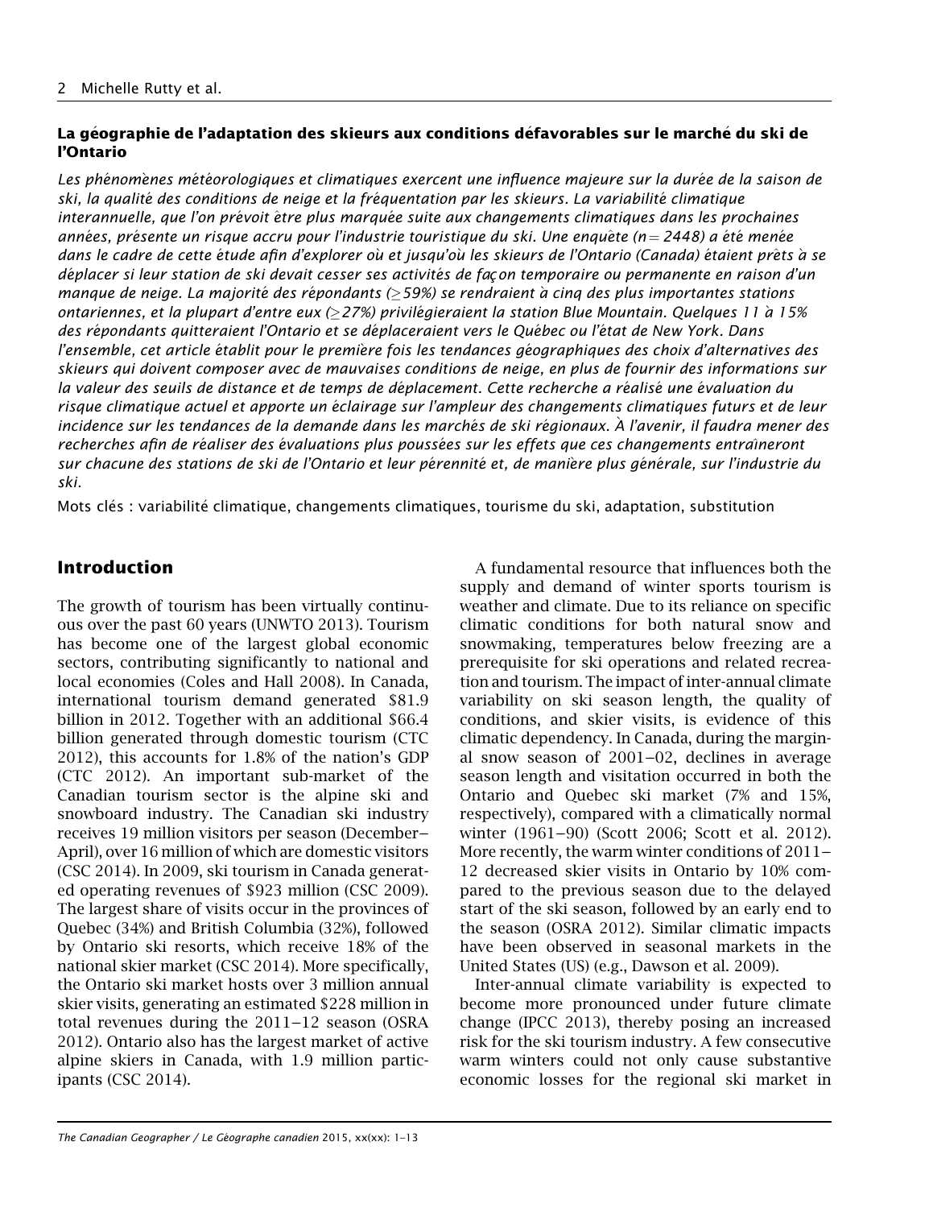**La géographie de l'adaptation des skieurs aux conditions défavorables sur le marché du ski de l'Ontario**

*Les phénomènes météorologiques et climatiques exercent une influence majeure sur la durée de la saison de ski, la qualité des conditions de neige et la fréquentation par les skieurs. La variabilité climatique interannuelle, que l'on prévoit être plus marquée suite aux changements climatiques dans les prochaines années, présente un risque accru pour l'industrie touristique du ski. Une enquête (n = 2448) a été menée dans le cadre de cette étude afin d'explorer où et jusqu'où les skieurs de l'Ontario (Canada) étaient prêts à se déplacer si leur station de ski devait cesser ses activités de façon temporaire ou permanente en raison d'un manque de neige. La majorité des répondants (≥59%) se rendraient à cinq des plus importantes stations ontariennes, et la plupart d'entre eux (≥27%) privilégieraient la station Blue Mountain. Quelques 11 à 15% des répondants quitteraient l'Ontario et se déplaceraient vers le Québec ou l'état de New York. Dans l'ensemble, cet article établit pour le première fois les tendances géographiques des choix d'alternatives des skieurs qui doivent composer avec de mauvaises conditions de neige, en plus de fournir des informations sur la valeur des seuils de distance et de temps de déplacement. Cette recherche a réalisé une évaluation du risque climatique actuel et apporte un éclairage sur l'ampleur des changements climatiques futurs et de leur incidence sur les tendances de la demande dans les marchés de ski régionaux. À l'avenir, il faudra mener des recherches afin de réaliser des évaluations plus poussées sur les effets que ces changements entraîneront sur chacune des stations de ski de l'Ontario et leur pérennité et, de manière plus générale, sur l'industrie du ski.*

Mots clés : variabilité climatique, changements climatiques, tourisme du ski, adaptation, substitution

## Introduction

The growth of tourism has been virtually continuous over the past 60 years (UNWTO 2013). Tourism has become one of the largest global economic sectors, contributing significantly to national and local economies (Coles and Hall 2008). In Canada, international tourism demand generated $81.9 billion in 2012. Together with an additional $66.4 billion generated through domestic tourism (CTC 2012), this accounts for 1.8% of the nation's GDP (CTC 2012). An important sub-market of the Canadian tourism sector is the alpine ski and snowboard industry. The Canadian ski industry receives 19 million visitors per season (December–April), over 16 million of which are domestic visitors (CSC 2014). In 2009, ski tourism in Canada generated operating revenues of $923 million (CSC 2009). The largest share of visits occur in the provinces of Quebec (34%) and British Columbia (32%), followed by Ontario ski resorts, which receive 18% of the national skier market (CSC 2014). More specifically, the Ontario ski market hosts over 3 million annual skier visits, generating an estimated $228 million in total revenues during the 2011–12 season (OSRA 2012). Ontario also has the largest market of active alpine skiers in Canada, with 1.9 million participants (CSC 2014).

A fundamental resource that influences both the supply and demand of winter sports tourism is weather and climate. Due to its reliance on specific climatic conditions for both natural snow and snowmaking, temperatures below freezing are a prerequisite for ski operations and related recreation and tourism. The impact of inter-annual climate variability on ski season length, the quality of conditions, and skier visits, is evidence of this climatic dependency. In Canada, during the marginal snow season of 2001–02, declines in average season length and visitation occurred in both the Ontario and Quebec ski market (7% and 15%, respectively), compared with a climatically normal winter (1961–90) (Scott 2006; Scott et al. 2012). More recently, the warm winter conditions of 2011–12 decreased skier visits in Ontario by 10% compared to the previous season due to the delayed start of the ski season, followed by an early end to the season (OSRA 2012). Similar climatic impacts have been observed in seasonal markets in the United States (US) (e.g., Dawson et al. 2009).

Inter-annual climate variability is expected to become more pronounced under future climate change (IPCC 2013), thereby posing an increased risk for the ski tourism industry. A few consecutive warm winters could not only cause substantive economic losses for the regional ski market in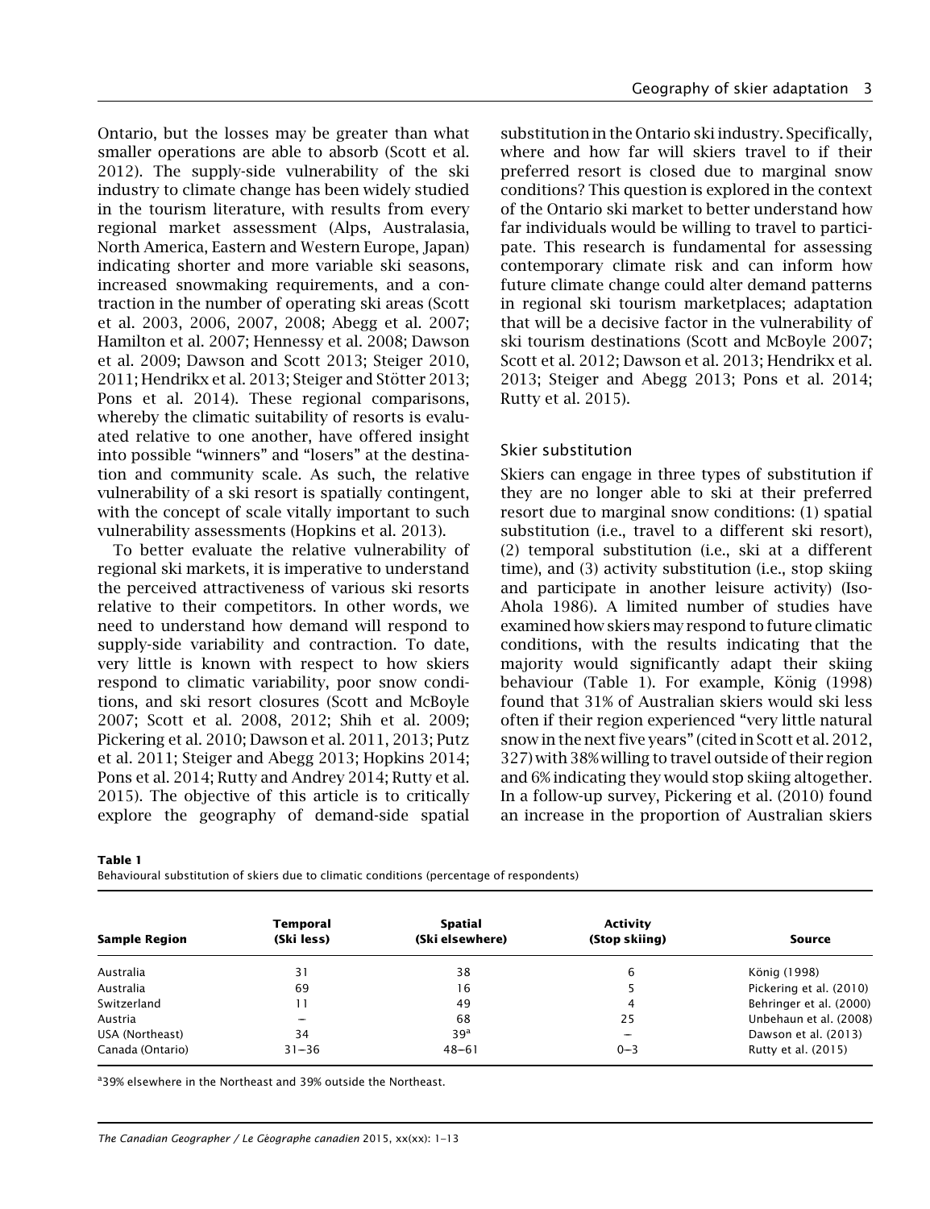Ontario, but the losses may be greater than what smaller operations are able to absorb (Scott et al. 2012). The supply-side vulnerability of the ski industry to climate change has been widely studied in the tourism literature, with results from every regional market assessment (Alps, Australasia, North America, Eastern and Western Europe, Japan) indicating shorter and more variable ski seasons, increased snowmaking requirements, and a contraction in the number of operating ski areas (Scott et al. 2003, 2006, 2007, 2008; Abegg et al. 2007; Hamilton et al. 2007; Hennessy et al. 2008; Dawson et al. 2009; Dawson and Scott 2013; Steiger 2010, 2011; Hendrikx et al. 2013; Steiger and Stötter 2013; Pons et al. 2014). These regional comparisons, whereby the climatic suitability of resorts is evaluated relative to one another, have offered insight into possible "winners" and "losers" at the destination and community scale. As such, the relative vulnerability of a ski resort is spatially contingent, with the concept of scale vitally important to such vulnerability assessments (Hopkins et al. 2013).

To better evaluate the relative vulnerability of regional ski markets, it is imperative to understand the perceived attractiveness of various ski resorts relative to their competitors. In other words, we need to understand how demand will respond to supply-side variability and contraction. To date, very little is known with respect to how skiers respond to climatic variability, poor snow conditions, and ski resort closures (Scott and McBoyle 2007; Scott et al. 2008, 2012; Shih et al. 2009; Pickering et al. 2010; Dawson et al. 2011, 2013; Putz et al. 2011; Steiger and Abegg 2013; Hopkins 2014; Pons et al. 2014; Rutty and Andrey 2014; Rutty et al. 2015). The objective of this article is to critically explore the geography of demand-side spatial substitution in the Ontario ski industry. Specifically, where and how far will skiers travel to if their preferred resort is closed due to marginal snow conditions? This question is explored in the context of the Ontario ski market to better understand how far individuals would be willing to travel to participate. This research is fundamental for assessing contemporary climate risk and can inform how future climate change could alter demand patterns in regional ski tourism marketplaces; adaptation that will be a decisive factor in the vulnerability of ski tourism destinations (Scott and McBoyle 2007; Scott et al. 2012; Dawson et al. 2013; Hendrikx et al. 2013; Steiger and Abegg 2013; Pons et al. 2014; Rutty et al. 2015).

## Skier substitution

Skiers can engage in three types of substitution if they are no longer able to ski at their preferred resort due to marginal snow conditions: (1) spatial substitution (i.e., travel to a different ski resort), (2) temporal substitution (i.e., ski at a different time), and (3) activity substitution (i.e., stop skiing and participate in another leisure activity) (Iso-Ahola 1986). A limited number of studies have examined how skiers may respond to future climatic conditions, with the results indicating that the majority would significantly adapt their skiing behaviour (Table 1). For example, König (1998) found that 31% of Australian skiers would ski less often if their region experienced "very little natural snow in the next five years" (cited in Scott et al. 2012, 327) with 38% willing to travel outside of their region and 6% indicating they would stop skiing altogether. In a follow-up survey, Pickering et al. (2010) found an increase in the proportion of Australian skiers

**Table 1**
Behavioural substitution of skiers due to climatic conditions (percentage of respondents)

| Sample Region | Temporal (Ski less) | Spatial (Ski elsewhere) | Activity (Stop skiing) | Source |
|---|---|---|---|---|
| Australia | 31 | 38 | 6 | König (1998) |
| Australia | 69 | 16 | 5 | Pickering et al. (2010) |
| Switzerland | 11 | 49 | 4 | Behringer et al. (2000) |
| Austria | – | 68 | 25 | Unbehaun et al. (2008) |
| USA (Northeast) | 34 | 39[a] | – | Dawson et al. (2013) |
| Canada (Ontario) | 31–36 | 48–61 | 0–3 | Rutty et al. (2015) |

[a]39% elsewhere in the Northeast and 39% outside the Northeast.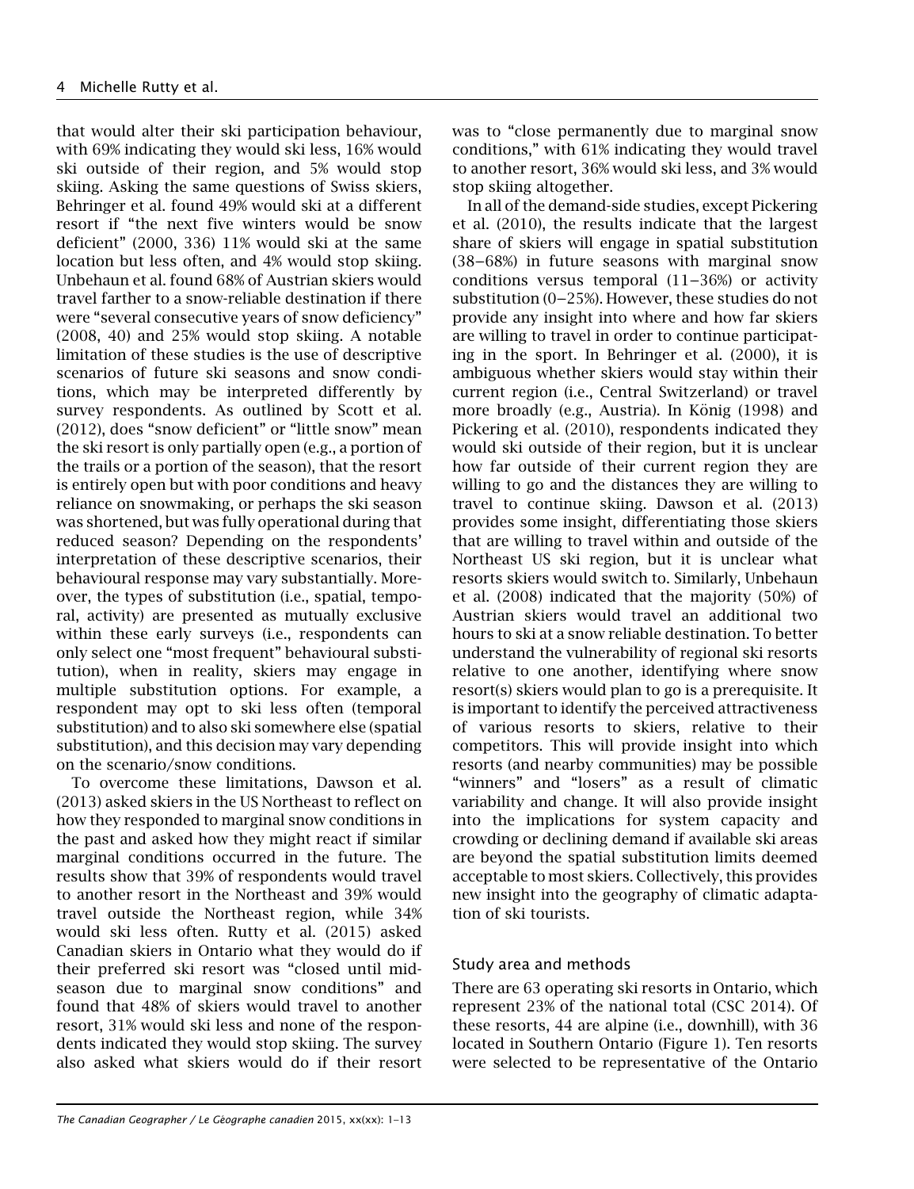that would alter their ski participation behaviour, with 69% indicating they would ski less, 16% would ski outside of their region, and 5% would stop skiing. Asking the same questions of Swiss skiers, Behringer et al. found 49% would ski at a different resort if "the next five winters would be snow deficient" (2000, 336) 11% would ski at the same location but less often, and 4% would stop skiing. Unbehaun et al. found 68% of Austrian skiers would travel farther to a snow-reliable destination if there were "several consecutive years of snow deficiency" (2008, 40) and 25% would stop skiing. A notable limitation of these studies is the use of descriptive scenarios of future ski seasons and snow conditions, which may be interpreted differently by survey respondents. As outlined by Scott et al. (2012), does "snow deficient" or "little snow" mean the ski resort is only partially open (e.g., a portion of the trails or a portion of the season), that the resort is entirely open but with poor conditions and heavy reliance on snowmaking, or perhaps the ski season was shortened, but was fully operational during that reduced season? Depending on the respondents' interpretation of these descriptive scenarios, their behavioural response may vary substantially. Moreover, the types of substitution (i.e., spatial, temporal, activity) are presented as mutually exclusive within these early surveys (i.e., respondents can only select one "most frequent" behavioural substitution), when in reality, skiers may engage in multiple substitution options. For example, a respondent may opt to ski less often (temporal substitution) and to also ski somewhere else (spatial substitution), and this decision may vary depending on the scenario/snow conditions.

To overcome these limitations, Dawson et al. (2013) asked skiers in the US Northeast to reflect on how they responded to marginal snow conditions in the past and asked how they might react if similar marginal conditions occurred in the future. The results show that 39% of respondents would travel to another resort in the Northeast and 39% would travel outside the Northeast region, while 34% would ski less often. Rutty et al. (2015) asked Canadian skiers in Ontario what they would do if their preferred ski resort was "closed until mid-season due to marginal snow conditions" and found that 48% of skiers would travel to another resort, 31% would ski less and none of the respondents indicated they would stop skiing. The survey also asked what skiers would do if their resort was to "close permanently due to marginal snow conditions," with 61% indicating they would travel to another resort, 36% would ski less, and 3% would stop skiing altogether.

In all of the demand-side studies, except Pickering et al. (2010), the results indicate that the largest share of skiers will engage in spatial substitution (38–68%) in future seasons with marginal snow conditions versus temporal (11–36%) or activity substitution (0–25%). However, these studies do not provide any insight into where and how far skiers are willing to travel in order to continue participating in the sport. In Behringer et al. (2000), it is ambiguous whether skiers would stay within their current region (i.e., Central Switzerland) or travel more broadly (e.g., Austria). In König (1998) and Pickering et al. (2010), respondents indicated they would ski outside of their region, but it is unclear how far outside of their current region they are willing to go and the distances they are willing to travel to continue skiing. Dawson et al. (2013) provides some insight, differentiating those skiers that are willing to travel within and outside of the Northeast US ski region, but it is unclear what resorts skiers would switch to. Similarly, Unbehaun et al. (2008) indicated that the majority (50%) of Austrian skiers would travel an additional two hours to ski at a snow reliable destination. To better understand the vulnerability of regional ski resorts relative to one another, identifying where snow resort(s) skiers would plan to go is a prerequisite. It is important to identify the perceived attractiveness of various resorts to skiers, relative to their competitors. This will provide insight into which resorts (and nearby communities) may be possible "winners" and "losers" as a result of climatic variability and change. It will also provide insight into the implications for system capacity and crowding or declining demand if available ski areas are beyond the spatial substitution limits deemed acceptable to most skiers. Collectively, this provides new insight into the geography of climatic adaptation of ski tourists.

## Study area and methods

There are 63 operating ski resorts in Ontario, which represent 23% of the national total (CSC 2014). Of these resorts, 44 are alpine (i.e., downhill), with 36 located in Southern Ontario (Figure 1). Ten resorts were selected to be representative of the Ontario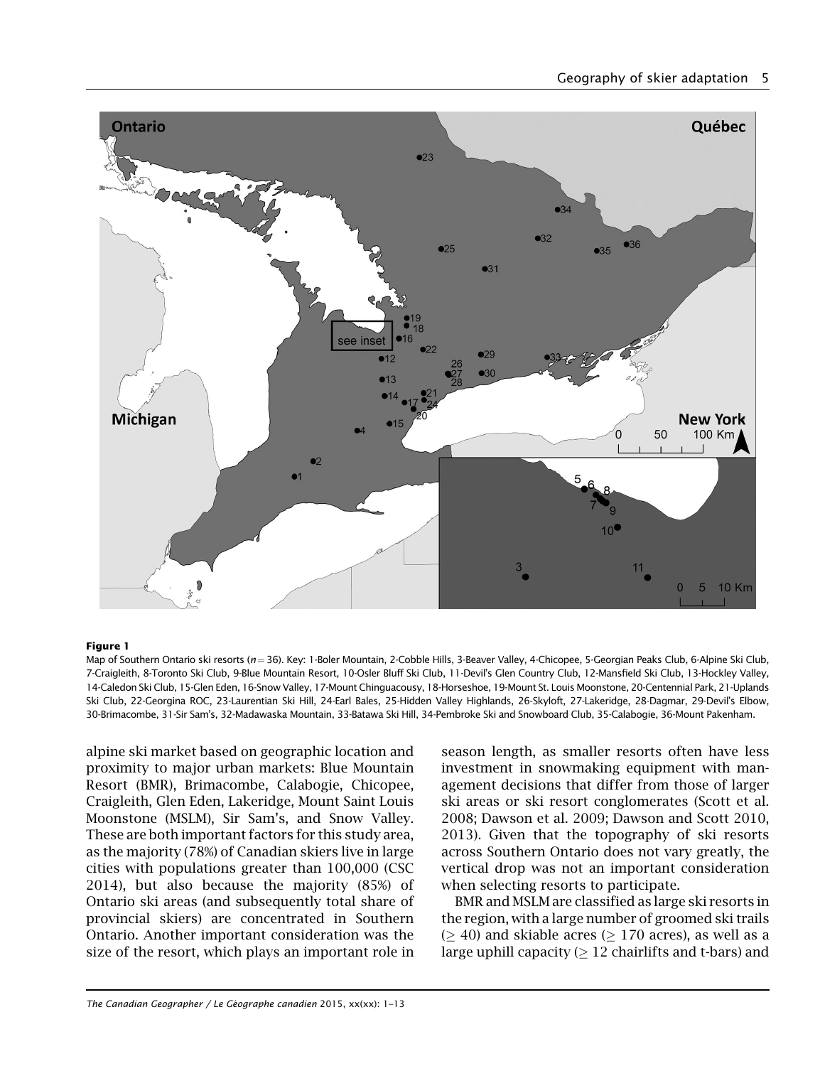**Figure 1**

Map of Southern Ontario ski resorts ($n = 36$). Key: 1-Boler Mountain, 2-Cobble Hills, 3-Beaver Valley, 4-Chicopee, 5-Georgian Peaks Club, 6-Alpine Ski Club, 7-Craigleith, 8-Toronto Ski Club, 9-Blue Mountain Resort, 10-Osler Bluff Ski Club, 11-Devil's Glen Country Club, 12-Mansfield Ski Club, 13-Hockley Valley, 14-Caledon Ski Club, 15-Glen Eden, 16-Snow Valley, 17-Mount Chinguacousy, 18-Horseshoe, 19-Mount St. Louis Moonstone, 20-Centennial Park, 21-Uplands Ski Club, 22-Georgina ROC, 23-Laurentian Ski Hill, 24-Earl Bales, 25-Hidden Valley Highlands, 26-Skyloft, 27-Lakeridge, 28-Dagmar, 29-Devil's Elbow, 30-Brimacombe, 31-Sir Sam's, 32-Madawaska Mountain, 33-Batawa Ski Hill, 34-Pembroke Ski and Snowboard Club, 35-Calabogie, 36-Mount Pakenham.

alpine ski market based on geographic location and proximity to major urban markets: Blue Mountain Resort (BMR), Brimacombe, Calabogie, Chicopee, Craigleith, Glen Eden, Lakeridge, Mount Saint Louis Moonstone (MSLM), Sir Sam's, and Snow Valley. These are both important factors for this study area, as the majority (78%) of Canadian skiers live in large cities with populations greater than 100,000 (CSC 2014), but also because the majority (85%) of Ontario ski areas (and subsequently total share of provincial skiers) are concentrated in Southern Ontario. Another important consideration was the size of the resort, which plays an important role in season length, as smaller resorts often have less investment in snowmaking equipment with management decisions that differ from those of larger ski areas or ski resort conglomerates (Scott et al. 2008; Dawson et al. 2009; Dawson and Scott 2010, 2013). Given that the topography of ski resorts across Southern Ontario does not vary greatly, the vertical drop was not an important consideration when selecting resorts to participate.

BMR and MSLM are classified as large ski resorts in the region, with a large number of groomed ski trails ($\geq 40$) and skiable acres ($\geq 170$ acres), as well as a large uphill capacity ($\geq 12$ chairlifts and t-bars) and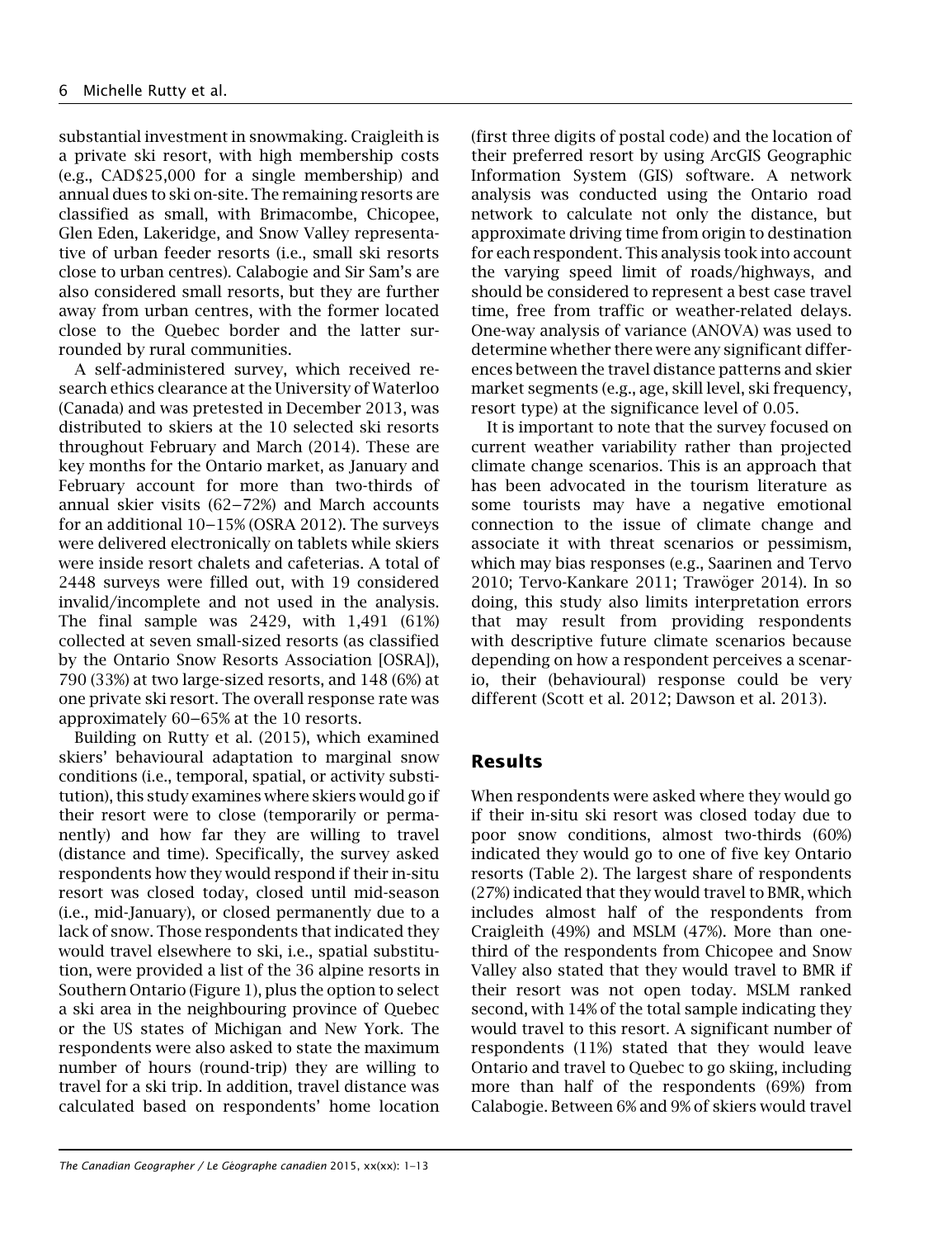substantial investment in snowmaking. Craigleith is a private ski resort, with high membership costs (e.g., CAD$25,000 for a single membership) and annual dues to ski on-site. The remaining resorts are classified as small, with Brimacombe, Chicopee, Glen Eden, Lakeridge, and Snow Valley representative of urban feeder resorts (i.e., small ski resorts close to urban centres). Calabogie and Sir Sam's are also considered small resorts, but they are further away from urban centres, with the former located close to the Quebec border and the latter surrounded by rural communities.

A self-administered survey, which received research ethics clearance at the University of Waterloo (Canada) and was pretested in December 2013, was distributed to skiers at the 10 selected ski resorts throughout February and March (2014). These are key months for the Ontario market, as January and February account for more than two-thirds of annual skier visits (62–72%) and March accounts for an additional 10–15% (OSRA 2012). The surveys were delivered electronically on tablets while skiers were inside resort chalets and cafeterias. A total of 2448 surveys were filled out, with 19 considered invalid/incomplete and not used in the analysis. The final sample was 2429, with 1,491 (61%) collected at seven small-sized resorts (as classified by the Ontario Snow Resorts Association [OSRA]), 790 (33%) at two large-sized resorts, and 148 (6%) at one private ski resort. The overall response rate was approximately 60–65% at the 10 resorts.

Building on Rutty et al. (2015), which examined skiers' behavioural adaptation to marginal snow conditions (i.e., temporal, spatial, or activity substitution), this study examines where skiers would go if their resort were to close (temporarily or permanently) and how far they are willing to travel (distance and time). Specifically, the survey asked respondents how they would respond if their in-situ resort was closed today, closed until mid-season (i.e., mid-January), or closed permanently due to a lack of snow. Those respondents that indicated they would travel elsewhere to ski, i.e., spatial substitution, were provided a list of the 36 alpine resorts in Southern Ontario (Figure 1), plus the option to select a ski area in the neighbouring province of Quebec or the US states of Michigan and New York. The respondents were also asked to state the maximum number of hours (round-trip) they are willing to travel for a ski trip. In addition, travel distance was calculated based on respondents' home location (first three digits of postal code) and the location of their preferred resort by using ArcGIS Geographic Information System (GIS) software. A network analysis was conducted using the Ontario road network to calculate not only the distance, but approximate driving time from origin to destination for each respondent. This analysis took into account the varying speed limit of roads/highways, and should be considered to represent a best case travel time, free from traffic or weather-related delays. One-way analysis of variance (ANOVA) was used to determine whether there were any significant differences between the travel distance patterns and skier market segments (e.g., age, skill level, ski frequency, resort type) at the significance level of 0.05.

It is important to note that the survey focused on current weather variability rather than projected climate change scenarios. This is an approach that has been advocated in the tourism literature as some tourists may have a negative emotional connection to the issue of climate change and associate it with threat scenarios or pessimism, which may bias responses (e.g., Saarinen and Tervo 2010; Tervo-Kankare 2011; Trawöger 2014). In so doing, this study also limits interpretation errors that may result from providing respondents with descriptive future climate scenarios because depending on how a respondent perceives a scenario, their (behavioural) response could be very different (Scott et al. 2012; Dawson et al. 2013).

## Results

When respondents were asked where they would go if their in-situ ski resort was closed today due to poor snow conditions, almost two-thirds (60%) indicated they would go to one of five key Ontario resorts (Table 2). The largest share of respondents (27%) indicated that they would travel to BMR, which includes almost half of the respondents from Craigleith (49%) and MSLM (47%). More than one-third of the respondents from Chicopee and Snow Valley also stated that they would travel to BMR if their resort was not open today. MSLM ranked second, with 14% of the total sample indicating they would travel to this resort. A significant number of respondents (11%) stated that they would leave Ontario and travel to Quebec to go skiing, including more than half of the respondents (69%) from Calabogie. Between 6% and 9% of skiers would travel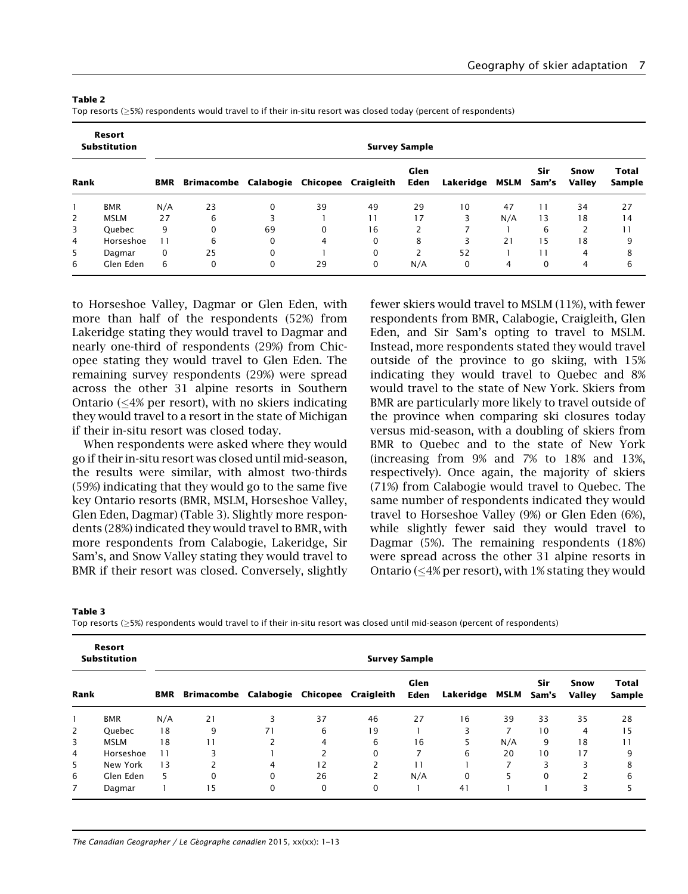**Table 2**
Top resorts (≥5%) respondents would travel to if their in-situ resort was closed today (percent of respondents)

| Resort Substitution | | Survey Sample | | | | | | | | | | |
|---|---|---|---|---|---|---|---|---|---|---|---|---|
| Rank | | BMR | Brimacombe | Calabogie | Chicopee | Craigleith | Glen Eden | Lakeridge | MSLM | Sir Sam's | Snow Valley | Total Sample |
| 1 | BMR | N/A | 23 | 0 | 39 | 49 | 29 | 10 | 47 | 11 | 34 | 27 |
| 2 | MSLM | 27 | 6 | 3 | 1 | 11 | 17 | 3 | N/A | 13 | 18 | 14 |
| 3 | Quebec | 9 | 0 | 69 | 0 | 16 | 2 | 7 | 1 | 6 | 2 | 11 |
| 4 | Horseshoe | 11 | 6 | 0 | 4 | 0 | 8 | 3 | 21 | 15 | 18 | 9 |
| 5 | Dagmar | 0 | 25 | 0 | 1 | 0 | 2 | 52 | 1 | 11 | 4 | 8 |
| 6 | Glen Eden | 6 | 0 | 0 | 29 | 0 | N/A | 0 | 4 | 0 | 4 | 6 |

to Horseshoe Valley, Dagmar or Glen Eden, with more than half of the respondents (52%) from Lakeridge stating they would travel to Dagmar and nearly one-third of respondents (29%) from Chicopee stating they would travel to Glen Eden. The remaining survey respondents (29%) were spread across the other 31 alpine resorts in Southern Ontario (≤4% per resort), with no skiers indicating they would travel to a resort in the state of Michigan if their in-situ resort was closed today.

When respondents were asked where they would go if their in-situ resort was closed until mid-season, the results were similar, with almost two-thirds (59%) indicating that they would go to the same five key Ontario resorts (BMR, MSLM, Horseshoe Valley, Glen Eden, Dagmar) (Table 3). Slightly more respondents (28%) indicated they would travel to BMR, with more respondents from Calabogie, Lakeridge, Sir Sam's, and Snow Valley stating they would travel to BMR if their resort was closed. Conversely, slightly fewer skiers would travel to MSLM (11%), with fewer respondents from BMR, Calabogie, Craigleith, Glen Eden, and Sir Sam's opting to travel to MSLM. Instead, more respondents stated they would travel outside of the province to go skiing, with 15% indicating they would travel to Quebec and 8% would travel to the state of New York. Skiers from BMR are particularly more likely to travel outside of the province when comparing ski closures today versus mid-season, with a doubling of skiers from BMR to Quebec and to the state of New York (increasing from 9% and 7% to 18% and 13%, respectively). Once again, the majority of skiers (71%) from Calabogie would travel to Quebec. The same number of respondents indicated they would travel to Horseshoe Valley (9%) or Glen Eden (6%), while slightly fewer said they would travel to Dagmar (5%). The remaining respondents (18%) were spread across the other 31 alpine resorts in Ontario (≤4% per resort), with 1% stating they would

**Table 3**
Top resorts (≥5%) respondents would travel to if their in-situ resort was closed until mid-season (percent of respondents)

| Resort Substitution | | Survey Sample | | | | | | | | | | |
|---|---|---|---|---|---|---|---|---|---|---|---|---|
| Rank | | BMR | Brimacombe | Calabogie | Chicopee | Craigleith | Glen Eden | Lakeridge | MSLM | Sir Sam's | Snow Valley | Total Sample |
| 1 | BMR | N/A | 21 | 3 | 37 | 46 | 27 | 16 | 39 | 33 | 35 | 28 |
| 2 | Quebec | 18 | 9 | 71 | 6 | 19 | 1 | 3 | 7 | 10 | 4 | 15 |
| 3 | MSLM | 18 | 11 | 2 | 4 | 6 | 16 | 5 | N/A | 9 | 18 | 11 |
| 4 | Horseshoe | 11 | 3 | 1 | 2 | 0 | 7 | 6 | 20 | 10 | 17 | 9 |
| 5 | New York | 13 | 2 | 4 | 12 | 2 | 11 | 1 | 7 | 3 | 3 | 8 |
| 6 | Glen Eden | 5 | 0 | 0 | 26 | 2 | N/A | 0 | 5 | 0 | 2 | 6 |
| 7 | Dagmar | 1 | 15 | 0 | 0 | 0 | 1 | 41 | 1 | 1 | 3 | 5 |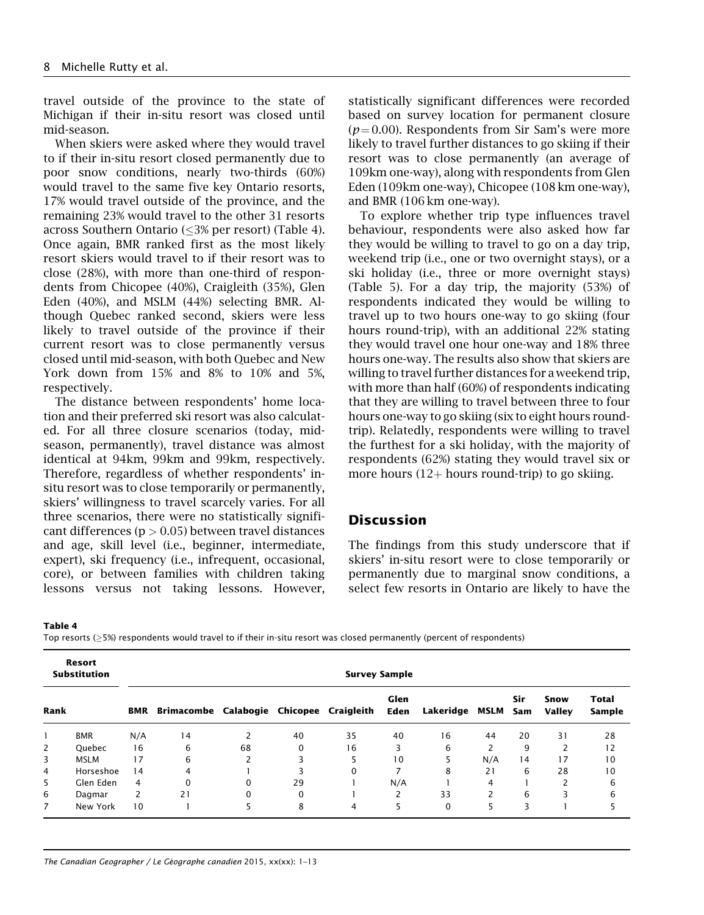travel outside of the province to the state of Michigan if their in-situ resort was closed until mid-season.

When skiers were asked where they would travel to if their in-situ resort closed permanently due to poor snow conditions, nearly two-thirds (60%) would travel to the same five key Ontario resorts, 17% would travel outside of the province, and the remaining 23% would travel to the other 31 resorts across Southern Ontario (≤3% per resort) (Table 4). Once again, BMR ranked first as the most likely resort skiers would travel to if their resort was to close (28%), with more than one-third of respondents from Chicopee (40%), Craigleith (35%), Glen Eden (40%), and MSLM (44%) selecting BMR. Although Quebec ranked second, skiers were less likely to travel outside of the province if their current resort was to close permanently versus closed until mid-season, with both Quebec and New York down from 15% and 8% to 10% and 5%, respectively.

The distance between respondents' home location and their preferred ski resort was also calculated. For all three closure scenarios (today, mid-season, permanently), travel distance was almost identical at 94km, 99km and 99km, respectively. Therefore, regardless of whether respondents' in-situ resort was to close temporarily or permanently, skiers' willingness to travel scarcely varies. For all three scenarios, there were no statistically significant differences ($p > 0.05$) between travel distances and age, skill level (i.e., beginner, intermediate, expert), ski frequency (i.e., infrequent, occasional, core), or between families with children taking lessons versus not taking lessons. However, statistically significant differences were recorded based on survey location for permanent closure ($p = 0.00$). Respondents from Sir Sam's were more likely to travel further distances to go skiing if their resort was to close permanently (an average of 109km one-way), along with respondents from Glen Eden (109km one-way), Chicopee (108 km one-way), and BMR (106 km one-way).

To explore whether trip type influences travel behaviour, respondents were also asked how far they would be willing to travel to go on a day trip, weekend trip (i.e., one or two overnight stays), or a ski holiday (i.e., three or more overnight stays) (Table 5). For a day trip, the majority (53%) of respondents indicated they would be willing to travel up to two hours one-way to go skiing (four hours round-trip), with an additional 22% stating they would travel one hour one-way and 18% three hours one-way. The results also show that skiers are willing to travel further distances for a weekend trip, with more than half (60%) of respondents indicating that they are willing to travel between three to four hours one-way to go skiing (six to eight hours round-trip). Relatedly, respondents were willing to travel the furthest for a ski holiday, with the majority of respondents (62%) stating they would travel six or more hours (12+ hours round-trip) to go skiing.

## Discussion

The findings from this study underscore that if skiers' in-situ resort were to close temporarily or permanently due to marginal snow conditions, a select few resorts in Ontario are likely to have the

**Table 4**
Top resorts (≥5%) respondents would travel to if their in-situ resort was closed permanently (percent of respondents)

| Resort Substitution | | Survey Sample | | | | | | | | | | |
|---|---|---|---|---|---|---|---|---|---|---|---|---|
| Rank | | BMR | Brimacombe | Calabogie | Chicopee | Craigleith | Glen Eden | Lakeridge | MSLM | Sir Sam | Snow Valley | Total Sample |
| 1 | BMR | N/A | 14 | 2 | 40 | 35 | 40 | 16 | 44 | 20 | 31 | 28 |
| 2 | Quebec | 16 | 6 | 68 | 0 | 16 | 3 | 6 | 2 | 9 | 2 | 12 |
| 3 | MSLM | 17 | 6 | 2 | 3 | 5 | 10 | 5 | N/A | 14 | 17 | 10 |
| 4 | Horseshoe | 14 | 4 | 1 | 3 | 0 | 7 | 8 | 21 | 6 | 28 | 10 |
| 5 | Glen Eden | 4 | 0 | 0 | 29 | 1 | N/A | 1 | 4 | 1 | 2 | 6 |
| 6 | Dagmar | 2 | 21 | 0 | 0 | 1 | 2 | 33 | 2 | 6 | 3 | 6 |
| 7 | New York | 10 | 1 | 5 | 8 | 4 | 5 | 0 | 5 | 3 | 1 | 5 |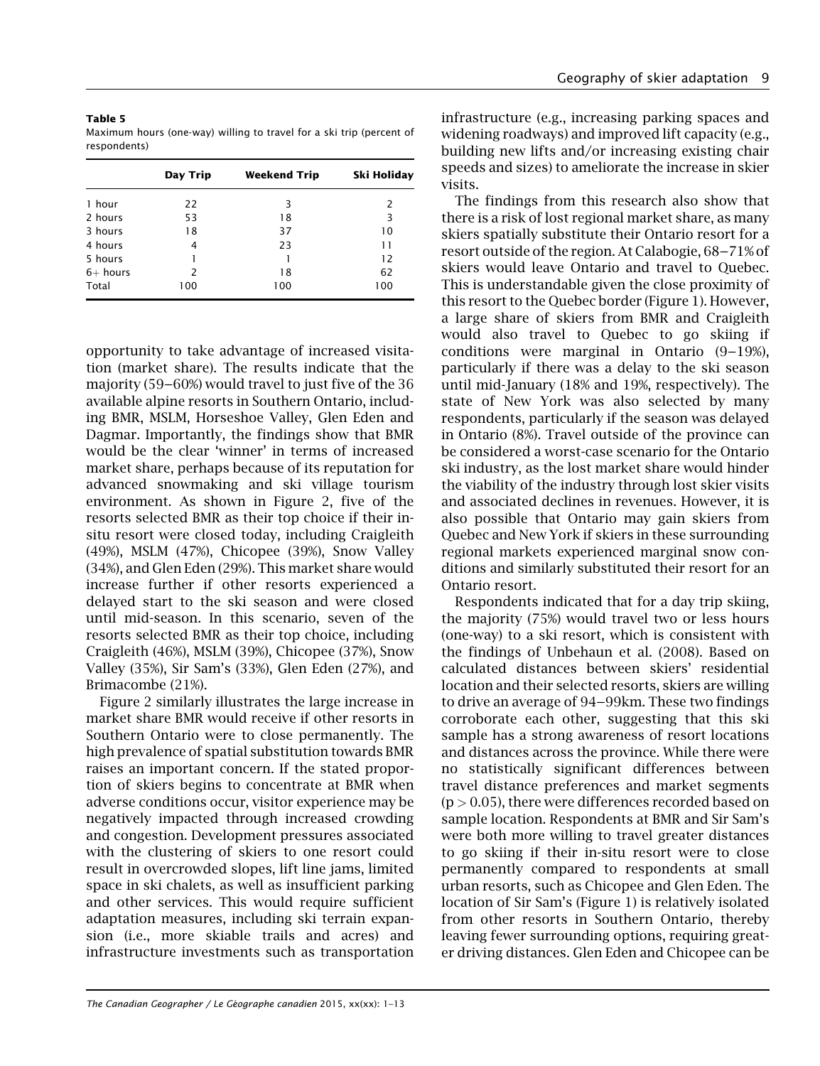**Table 5**
Maximum hours (one-way) willing to travel for a ski trip (percent of respondents)

| | Day Trip | Weekend Trip | Ski Holiday |
|---|---|---|---|
| 1 hour | 22 | 3 | 2 |
| 2 hours | 53 | 18 | 3 |
| 3 hours | 18 | 37 | 10 |
| 4 hours | 4 | 23 | 11 |
| 5 hours | 1 | 1 | 12 |
| 6+ hours | 2 | 18 | 62 |
| Total | 100 | 100 | 100 |

opportunity to take advantage of increased visitation (market share). The results indicate that the majority (59–60%) would travel to just five of the 36 available alpine resorts in Southern Ontario, including BMR, MSLM, Horseshoe Valley, Glen Eden and Dagmar. Importantly, the findings show that BMR would be the clear 'winner' in terms of increased market share, perhaps because of its reputation for advanced snowmaking and ski village tourism environment. As shown in Figure 2, five of the resorts selected BMR as their top choice if their in-situ resort were closed today, including Craigleith (49%), MSLM (47%), Chicopee (39%), Snow Valley (34%), and Glen Eden (29%). This market share would increase further if other resorts experienced a delayed start to the ski season and were closed until mid-season. In this scenario, seven of the resorts selected BMR as their top choice, including Craigleith (46%), MSLM (39%), Chicopee (37%), Snow Valley (35%), Sir Sam's (33%), Glen Eden (27%), and Brimacombe (21%).

Figure 2 similarly illustrates the large increase in market share BMR would receive if other resorts in Southern Ontario were to close permanently. The high prevalence of spatial substitution towards BMR raises an important concern. If the stated proportion of skiers begins to concentrate at BMR when adverse conditions occur, visitor experience may be negatively impacted through increased crowding and congestion. Development pressures associated with the clustering of skiers to one resort could result in overcrowded slopes, lift line jams, limited space in ski chalets, as well as insufficient parking and other services. This would require sufficient adaptation measures, including ski terrain expansion (i.e., more skiable trails and acres) and infrastructure investments such as transportation infrastructure (e.g., increasing parking spaces and widening roadways) and improved lift capacity (e.g., building new lifts and/or increasing existing chair speeds and sizes) to ameliorate the increase in skier visits.

The findings from this research also show that there is a risk of lost regional market share, as many skiers spatially substitute their Ontario resort for a resort outside of the region. At Calabogie, 68–71% of skiers would leave Ontario and travel to Quebec. This is understandable given the close proximity of this resort to the Quebec border (Figure 1). However, a large share of skiers from BMR and Craigleith would also travel to Quebec to go skiing if conditions were marginal in Ontario (9–19%), particularly if there was a delay to the ski season until mid-January (18% and 19%, respectively). The state of New York was also selected by many respondents, particularly if the season was delayed in Ontario (8%). Travel outside of the province can be considered a worst-case scenario for the Ontario ski industry, as the lost market share would hinder the viability of the industry through lost skier visits and associated declines in revenues. However, it is also possible that Ontario may gain skiers from Quebec and New York if skiers in these surrounding regional markets experienced marginal snow conditions and similarly substituted their resort for an Ontario resort.

Respondents indicated that for a day trip skiing, the majority (75%) would travel two or less hours (one-way) to a ski resort, which is consistent with the findings of Unbehaun et al. (2008). Based on calculated distances between skiers' residential location and their selected resorts, skiers are willing to drive an average of 94–99km. These two findings corroborate each other, suggesting that this ski sample has a strong awareness of resort locations and distances across the province. While there were no statistically significant differences between travel distance preferences and market segments ($p > 0.05$), there were differences recorded based on sample location. Respondents at BMR and Sir Sam's were both more willing to travel greater distances to go skiing if their in-situ resort were to close permanently compared to respondents at small urban resorts, such as Chicopee and Glen Eden. The location of Sir Sam's (Figure 1) is relatively isolated from other resorts in Southern Ontario, thereby leaving fewer surrounding options, requiring greater driving distances. Glen Eden and Chicopee can be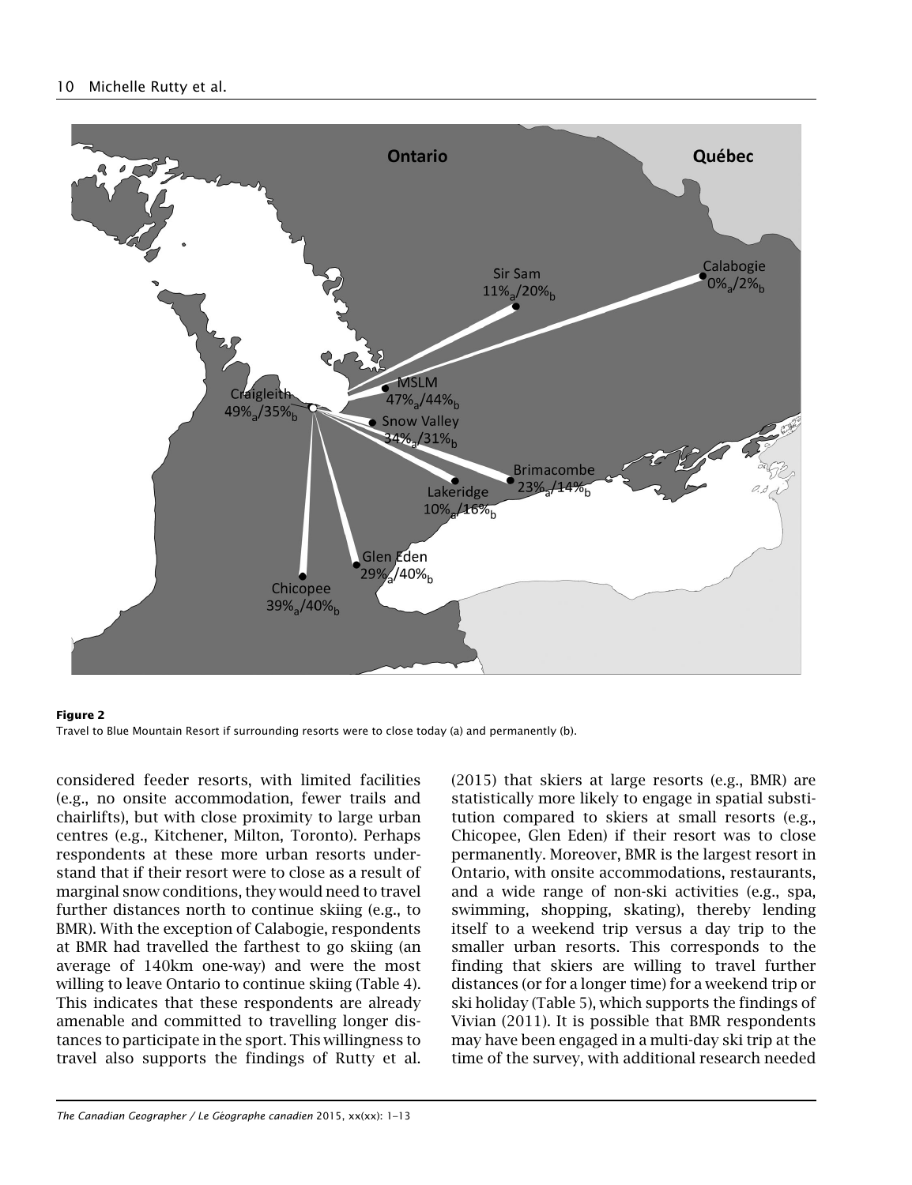**Figure 2**
Travel to Blue Mountain Resort if surrounding resorts were to close today (a) and permanently (b).

considered feeder resorts, with limited facilities (e.g., no onsite accommodation, fewer trails and chairlifts), but with close proximity to large urban centres (e.g., Kitchener, Milton, Toronto). Perhaps respondents at these more urban resorts understand that if their resort were to close as a result of marginal snow conditions, they would need to travel further distances north to continue skiing (e.g., to BMR). With the exception of Calabogie, respondents at BMR had travelled the farthest to go skiing (an average of 140km one-way) and were the most willing to leave Ontario to continue skiing (Table 4). This indicates that these respondents are already amenable and committed to travelling longer distances to participate in the sport. This willingness to travel also supports the findings of Rutty et al. (2015) that skiers at large resorts (e.g., BMR) are statistically more likely to engage in spatial substitution compared to skiers at small resorts (e.g., Chicopee, Glen Eden) if their resort was to close permanently. Moreover, BMR is the largest resort in Ontario, with onsite accommodations, restaurants, and a wide range of non-ski activities (e.g., spa, swimming, shopping, skating), thereby lending itself to a weekend trip versus a day trip to the smaller urban resorts. This corresponds to the finding that skiers are willing to travel further distances (or for a longer time) for a weekend trip or ski holiday (Table 5), which supports the findings of Vivian (2011). It is possible that BMR respondents may have been engaged in a multi-day ski trip at the time of the survey, with additional research needed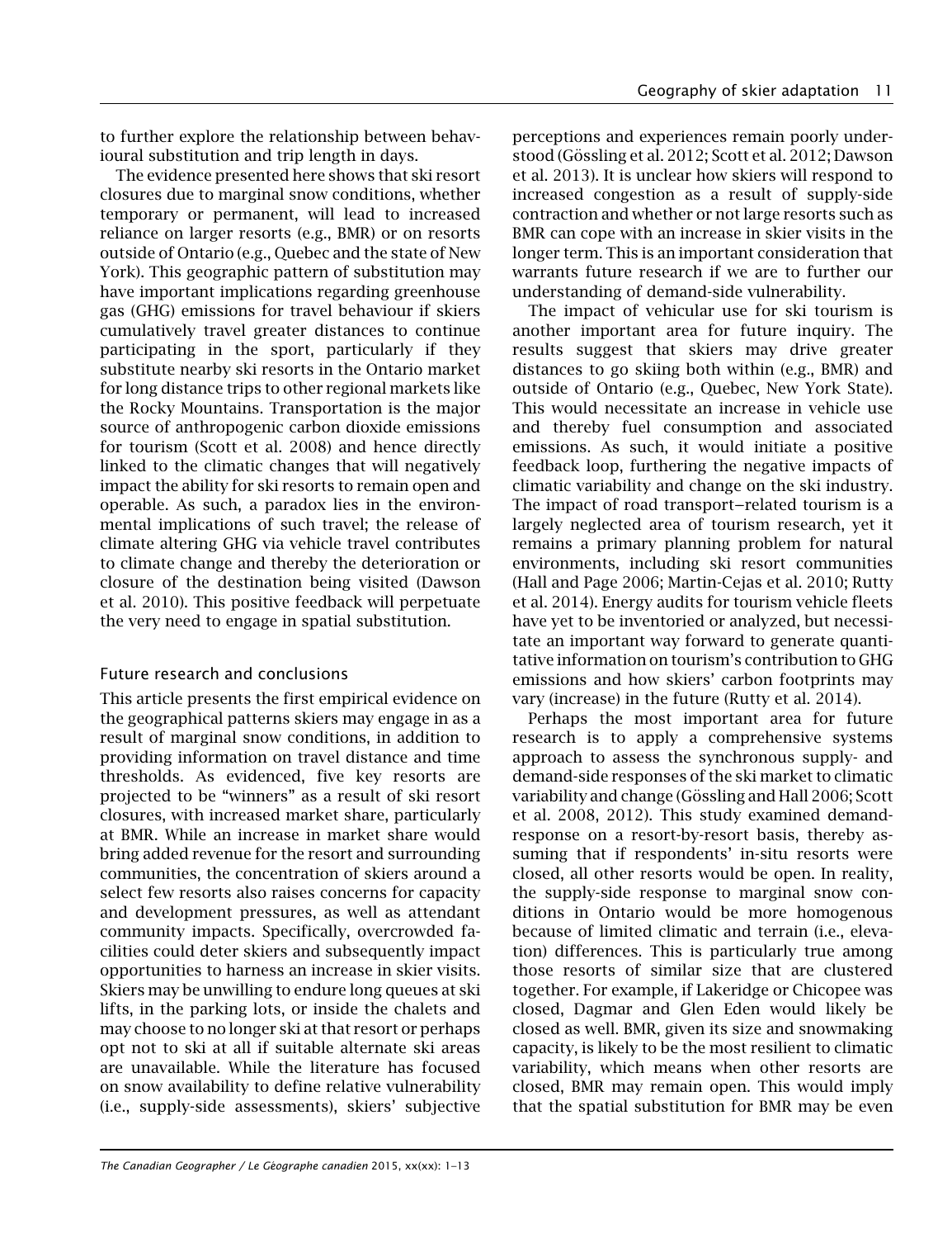to further explore the relationship between behavioural substitution and trip length in days.

The evidence presented here shows that ski resort closures due to marginal snow conditions, whether temporary or permanent, will lead to increased reliance on larger resorts (e.g., BMR) or on resorts outside of Ontario (e.g., Quebec and the state of New York). This geographic pattern of substitution may have important implications regarding greenhouse gas (GHG) emissions for travel behaviour if skiers cumulatively travel greater distances to continue participating in the sport, particularly if they substitute nearby ski resorts in the Ontario market for long distance trips to other regional markets like the Rocky Mountains. Transportation is the major source of anthropogenic carbon dioxide emissions for tourism (Scott et al. 2008) and hence directly linked to the climatic changes that will negatively impact the ability for ski resorts to remain open and operable. As such, a paradox lies in the environmental implications of such travel; the release of climate altering GHG via vehicle travel contributes to climate change and thereby the deterioration or closure of the destination being visited (Dawson et al. 2010). This positive feedback will perpetuate the very need to engage in spatial substitution.

## Future research and conclusions

This article presents the first empirical evidence on the geographical patterns skiers may engage in as a result of marginal snow conditions, in addition to providing information on travel distance and time thresholds. As evidenced, five key resorts are projected to be "winners" as a result of ski resort closures, with increased market share, particularly at BMR. While an increase in market share would bring added revenue for the resort and surrounding communities, the concentration of skiers around a select few resorts also raises concerns for capacity and development pressures, as well as attendant community impacts. Specifically, overcrowded facilities could deter skiers and subsequently impact opportunities to harness an increase in skier visits. Skiers may be unwilling to endure long queues at ski lifts, in the parking lots, or inside the chalets and may choose to no longer ski at that resort or perhaps opt not to ski at all if suitable alternate ski areas are unavailable. While the literature has focused on snow availability to define relative vulnerability (i.e., supply-side assessments), skiers' subjective perceptions and experiences remain poorly understood (Gössling et al. 2012; Scott et al. 2012; Dawson et al. 2013). It is unclear how skiers will respond to increased congestion as a result of supply-side contraction and whether or not large resorts such as BMR can cope with an increase in skier visits in the longer term. This is an important consideration that warrants future research if we are to further our understanding of demand-side vulnerability.

The impact of vehicular use for ski tourism is another important area for future inquiry. The results suggest that skiers may drive greater distances to go skiing both within (e.g., BMR) and outside of Ontario (e.g., Quebec, New York State). This would necessitate an increase in vehicle use and thereby fuel consumption and associated emissions. As such, it would initiate a positive feedback loop, furthering the negative impacts of climatic variability and change on the ski industry. The impact of road transport–related tourism is a largely neglected area of tourism research, yet it remains a primary planning problem for natural environments, including ski resort communities (Hall and Page 2006; Martin-Cejas et al. 2010; Rutty et al. 2014). Energy audits for tourism vehicle fleets have yet to be inventoried or analyzed, but necessitate an important way forward to generate quantitative information on tourism's contribution to GHG emissions and how skiers' carbon footprints may vary (increase) in the future (Rutty et al. 2014).

Perhaps the most important area for future research is to apply a comprehensive systems approach to assess the synchronous supply- and demand-side responses of the ski market to climatic variability and change (Gössling and Hall 2006; Scott et al. 2008, 2012). This study examined demand-response on a resort-by-resort basis, thereby assuming that if respondents' in-situ resorts were closed, all other resorts would be open. In reality, the supply-side response to marginal snow conditions in Ontario would be more homogenous because of limited climatic and terrain (i.e., elevation) differences. This is particularly true among those resorts of similar size that are clustered together. For example, if Lakeridge or Chicopee was closed, Dagmar and Glen Eden would likely be closed as well. BMR, given its size and snowmaking capacity, is likely to be the most resilient to climatic variability, which means when other resorts are closed, BMR may remain open. This would imply that the spatial substitution for BMR may be even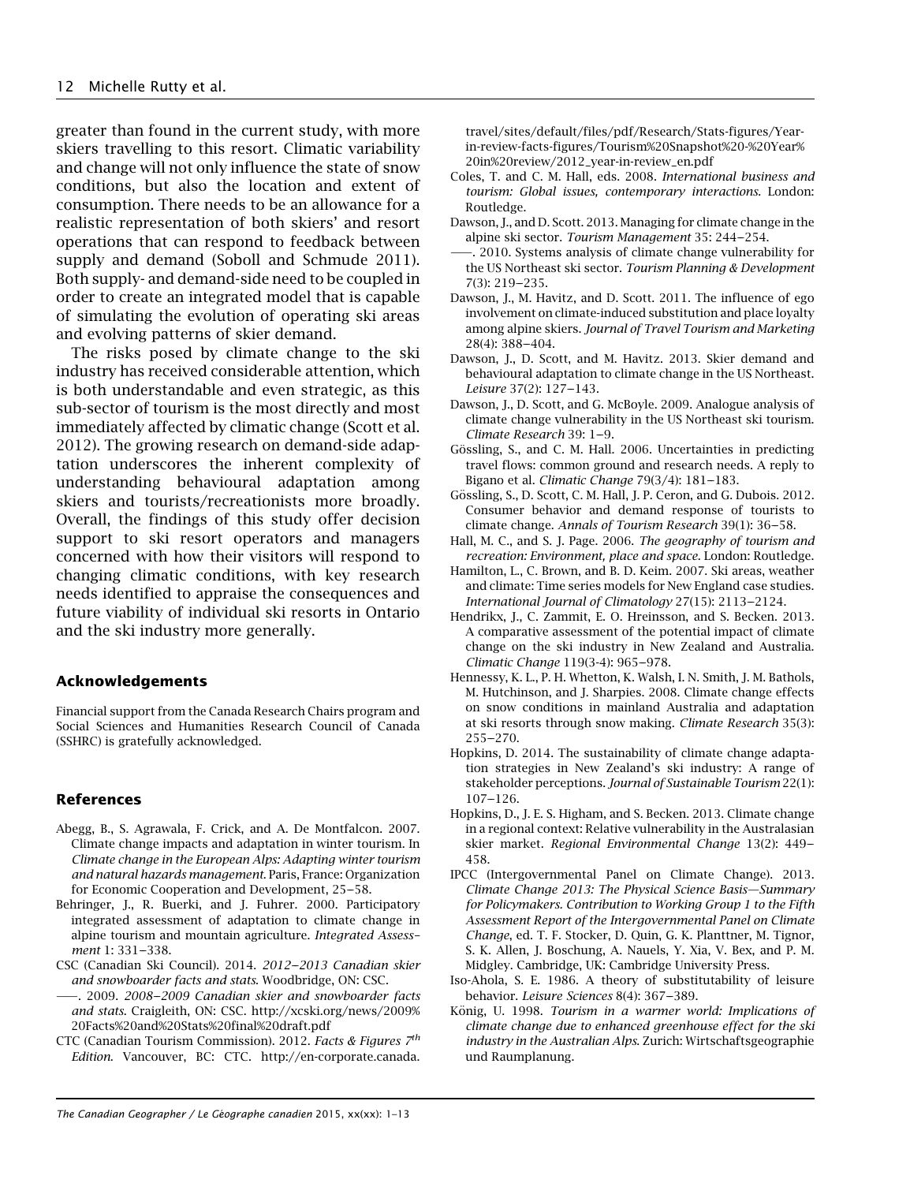greater than found in the current study, with more skiers travelling to this resort. Climatic variability and change will not only influence the state of snow conditions, but also the location and extent of consumption. There needs to be an allowance for a realistic representation of both skiers' and resort operations that can respond to feedback between supply and demand (Soboll and Schmude 2011). Both supply- and demand-side need to be coupled in order to create an integrated model that is capable of simulating the evolution of operating ski areas and evolving patterns of skier demand.

The risks posed by climate change to the ski industry has received considerable attention, which is both understandable and even strategic, as this sub-sector of tourism is the most directly and most immediately affected by climatic change (Scott et al. 2012). The growing research on demand-side adaptation underscores the inherent complexity of understanding behavioural adaptation among skiers and tourists/recreationists more broadly. Overall, the findings of this study offer decision support to ski resort operators and managers concerned with how their visitors will respond to changing climatic conditions, with key research needs identified to appraise the consequences and future viability of individual ski resorts in Ontario and the ski industry more generally.

## Acknowledgements

Financial support from the Canada Research Chairs program and Social Sciences and Humanities Research Council of Canada (SSHRC) is gratefully acknowledged.

## References

Abegg, B., S. Agrawala, F. Crick, and A. De Montfalcon. 2007. Climate change impacts and adaptation in winter tourism. In *Climate change in the European Alps: Adapting winter tourism and natural hazards management*. Paris, France: Organization for Economic Cooperation and Development, 25–58.

Behringer, J., R. Buerki, and J. Fuhrer. 2000. Participatory integrated assessment of adaptation to climate change in alpine tourism and mountain agriculture. *Integrated Assessment* 1: 331–338.

CSC (Canadian Ski Council). 2014. *2012–2013 Canadian skier and snowboarder facts and stats*. Woodbridge, ON: CSC.

——. 2009. *2008–2009 Canadian skier and snowboarder facts and stats*. Craigleith, ON: CSC. http://xcski.org/news/2009%20Facts%20and%20Stats%20final%20draft.pdf

CTC (Canadian Tourism Commission). 2012. *Facts & Figures 7th Edition*. Vancouver, BC: CTC. http://en-corporate.canada.travel/sites/default/files/pdf/Research/Stats-figures/Year-in-review-facts-figures/Tourism%20Snapshot%20-%20Year%20in%20review/2012_year-in-review_en.pdf

Coles, T. and C. M. Hall, eds. 2008. *International business and tourism: Global issues, contemporary interactions*. London: Routledge.

Dawson, J., and D. Scott. 2013. Managing for climate change in the alpine ski sector. *Tourism Management* 35: 244–254.

——. 2010. Systems analysis of climate change vulnerability for the US Northeast ski sector. *Tourism Planning & Development* 7(3): 219–235.

Dawson, J., M. Havitz, and D. Scott. 2011. The influence of ego involvement on climate-induced substitution and place loyalty among alpine skiers. *Journal of Travel Tourism and Marketing* 28(4): 388–404.

Dawson, J., D. Scott, and M. Havitz. 2013. Skier demand and behavioural adaptation to climate change in the US Northeast. *Leisure* 37(2): 127–143.

Dawson, J., D. Scott, and G. McBoyle. 2009. Analogue analysis of climate change vulnerability in the US Northeast ski tourism. *Climate Research* 39: 1–9.

Gössling, S., and C. M. Hall. 2006. Uncertainties in predicting travel flows: common ground and research needs. A reply to Bigano et al. *Climatic Change* 79(3/4): 181–183.

Gössling, S., D. Scott, C. M. Hall, J. P. Ceron, and G. Dubois. 2012. Consumer behavior and demand response of tourists to climate change. *Annals of Tourism Research* 39(1): 36–58.

Hall, M. C., and S. J. Page. 2006. *The geography of tourism and recreation: Environment, place and space*. London: Routledge.

Hamilton, L., C. Brown, and B. D. Keim. 2007. Ski areas, weather and climate: Time series models for New England case studies. *International Journal of Climatology* 27(15): 2113–2124.

Hendrikx, J., C. Zammit, E. O. Hreinsson, and S. Becken. 2013. A comparative assessment of the potential impact of climate change on the ski industry in New Zealand and Australia. *Climatic Change* 119(3-4): 965–978.

Hennessy, K. L., P. H. Whetton, K. Walsh, I. N. Smith, J. M. Bathols, M. Hutchinson, and J. Sharpies. 2008. Climate change effects on snow conditions in mainland Australia and adaptation at ski resorts through snow making. *Climate Research* 35(3): 255–270.

Hopkins, D. 2014. The sustainability of climate change adaptation strategies in New Zealand's ski industry: A range of stakeholder perceptions. *Journal of Sustainable Tourism* 22(1): 107–126.

Hopkins, D., J. E. S. Higham, and S. Becken. 2013. Climate change in a regional context: Relative vulnerability in the Australasian skier market. *Regional Environmental Change* 13(2): 449–458.

IPCC (Intergovernmental Panel on Climate Change). 2013. *Climate Change 2013: The Physical Science Basis—Summary for Policymakers. Contribution to Working Group 1 to the Fifth Assessment Report of the Intergovernmental Panel on Climate Change*, ed. T. F. Stocker, D. Quin, G. K. Planttner, M. Tignor, S. K. Allen, J. Boschung, A. Nauels, Y. Xia, V. Bex, and P. M. Midgley. Cambridge, UK: Cambridge University Press.

Iso-Ahola, S. E. 1986. A theory of substitutability of leisure behavior. *Leisure Sciences* 8(4): 367–389.

König, U. 1998. *Tourism in a warmer world: Implications of climate change due to enhanced greenhouse effect for the ski industry in the Australian Alps*. Zurich: Wirtschaftsgeographie und Raumplanung.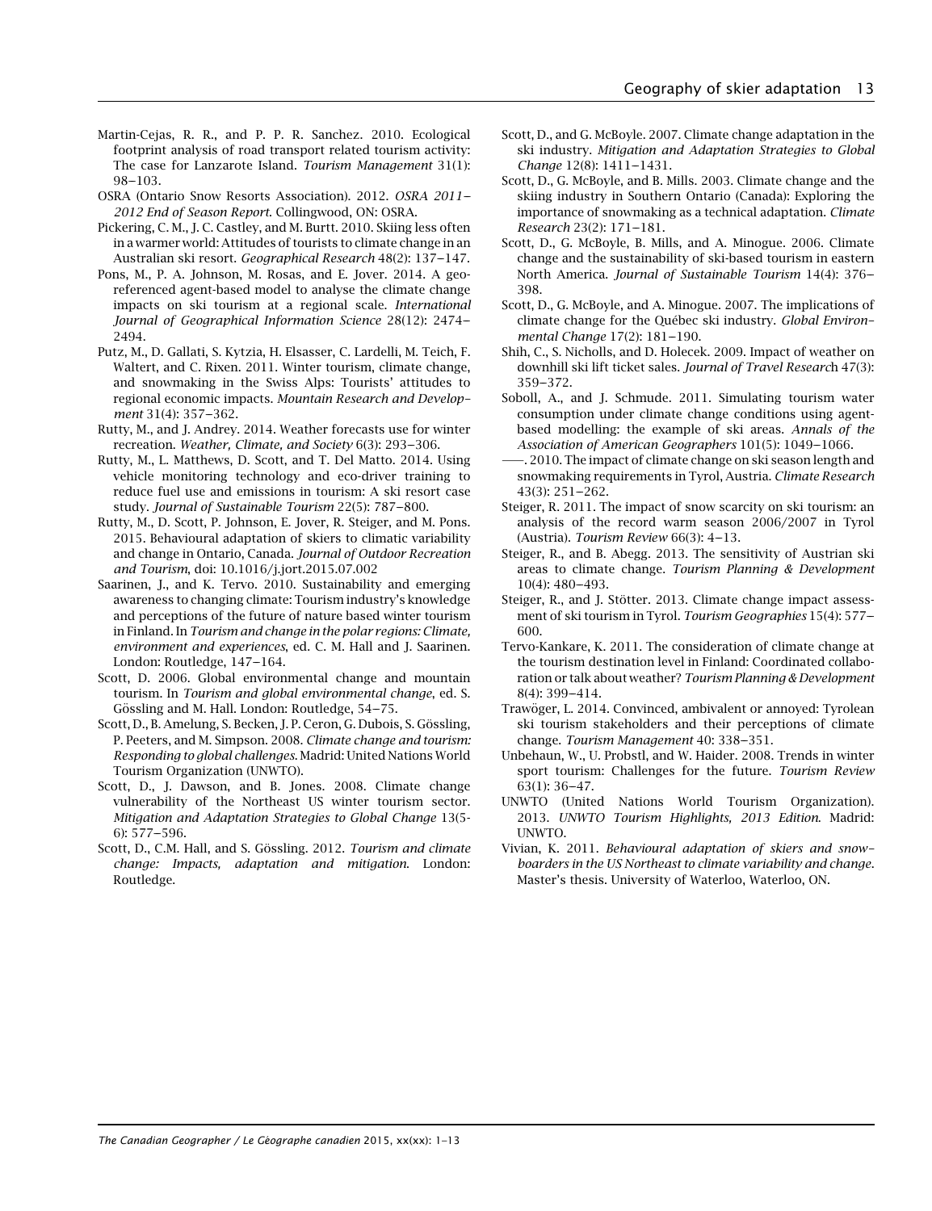Martin-Cejas, R. R., and P. P. R. Sanchez. 2010. Ecological footprint analysis of road transport related tourism activity: The case for Lanzarote Island. *Tourism Management* 31(1): 98–103.

OSRA (Ontario Snow Resorts Association). 2012. *OSRA 2011–2012 End of Season Report*. Collingwood, ON: OSRA.

Pickering, C. M., J. C. Castley, and M. Burtt. 2010. Skiing less often in a warmer world: Attitudes of tourists to climate change in an Australian ski resort. *Geographical Research* 48(2): 137–147.

Pons, M., P. A. Johnson, M. Rosas, and E. Jover. 2014. A geo-referenced agent-based model to analyse the climate change impacts on ski tourism at a regional scale. *International Journal of Geographical Information Science* 28(12): 2474–2494.

Putz, M., D. Gallati, S. Kytzia, H. Elsasser, C. Lardelli, M. Teich, F. Waltert, and C. Rixen. 2011. Winter tourism, climate change, and snowmaking in the Swiss Alps: Tourists' attitudes to regional economic impacts. *Mountain Research and Development* 31(4): 357–362.

Rutty, M., and J. Andrey. 2014. Weather forecasts use for winter recreation. *Weather, Climate, and Society* 6(3): 293–306.

Rutty, M., L. Matthews, D. Scott, and T. Del Matto. 2014. Using vehicle monitoring technology and eco-driver training to reduce fuel use and emissions in tourism: A ski resort case study. *Journal of Sustainable Tourism* 22(5): 787–800.

Rutty, M., D. Scott, P. Johnson, E. Jover, R. Steiger, and M. Pons. 2015. Behavioural adaptation of skiers to climatic variability and change in Ontario, Canada. *Journal of Outdoor Recreation and Tourism*, doi: 10.1016/j.jort.2015.07.002

Saarinen, J., and K. Tervo. 2010. Sustainability and emerging awareness to changing climate: Tourism industry's knowledge and perceptions of the future of nature based winter tourism in Finland. In *Tourism and change in the polar regions: Climate, environment and experiences*, ed. C. M. Hall and J. Saarinen. London: Routledge, 147–164.

Scott, D. 2006. Global environmental change and mountain tourism. In *Tourism and global environmental change*, ed. S. Gössling and M. Hall. London: Routledge, 54–75.

Scott, D., B. Amelung, S. Becken, J. P. Ceron, G. Dubois, S. Gössling, P. Peeters, and M. Simpson. 2008. *Climate change and tourism: Responding to global challenges*. Madrid: United Nations World Tourism Organization (UNWTO).

Scott, D., J. Dawson, and B. Jones. 2008. Climate change vulnerability of the Northeast US winter tourism sector. *Mitigation and Adaptation Strategies to Global Change* 13(5-6): 577–596.

Scott, D., C.M. Hall, and S. Gössling. 2012. *Tourism and climate change: Impacts, adaptation and mitigation*. London: Routledge.

Scott, D., and G. McBoyle. 2007. Climate change adaptation in the ski industry. *Mitigation and Adaptation Strategies to Global Change* 12(8): 1411–1431.

Scott, D., G. McBoyle, and B. Mills. 2003. Climate change and the skiing industry in Southern Ontario (Canada): Exploring the importance of snowmaking as a technical adaptation. *Climate Research* 23(2): 171–181.

Scott, D., G. McBoyle, B. Mills, and A. Minogue. 2006. Climate change and the sustainability of ski-based tourism in eastern North America. *Journal of Sustainable Tourism* 14(4): 376–398.

Scott, D., G. McBoyle, and A. Minogue. 2007. The implications of climate change for the Québec ski industry. *Global Environmental Change* 17(2): 181–190.

Shih, C., S. Nicholls, and D. Holecek. 2009. Impact of weather on downhill ski lift ticket sales. *Journal of Travel Research* 47(3): 359–372.

Soboll, A., and J. Schmude. 2011. Simulating tourism water consumption under climate change conditions using agent-based modelling: the example of ski areas. *Annals of the Association of American Geographers* 101(5): 1049–1066.

——. 2010. The impact of climate change on ski season length and snowmaking requirements in Tyrol, Austria. *Climate Research* 43(3): 251–262.

Steiger, R. 2011. The impact of snow scarcity on ski tourism: an analysis of the record warm season 2006/2007 in Tyrol (Austria). *Tourism Review* 66(3): 4–13.

Steiger, R., and B. Abegg. 2013. The sensitivity of Austrian ski areas to climate change. *Tourism Planning & Development* 10(4): 480–493.

Steiger, R., and J. Stötter. 2013. Climate change impact assessment of ski tourism in Tyrol. *Tourism Geographies* 15(4): 577–600.

Tervo-Kankare, K. 2011. The consideration of climate change at the tourism destination level in Finland: Coordinated collaboration or talk about weather? *Tourism Planning & Development* 8(4): 399–414.

Trawöger, L. 2014. Convinced, ambivalent or annoyed: Tyrolean ski tourism stakeholders and their perceptions of climate change. *Tourism Management* 40: 338–351.

Unbehaun, W., U. Probstl, and W. Haider. 2008. Trends in winter sport tourism: Challenges for the future. *Tourism Review* 63(1): 36–47.

UNWTO (United Nations World Tourism Organization). 2013. *UNWTO Tourism Highlights, 2013 Edition*. Madrid: UNWTO.

Vivian, K. 2011. *Behavioural adaptation of skiers and snowboarders in the US Northeast to climate variability and change*. Master's thesis. University of Waterloo, Waterloo, ON.